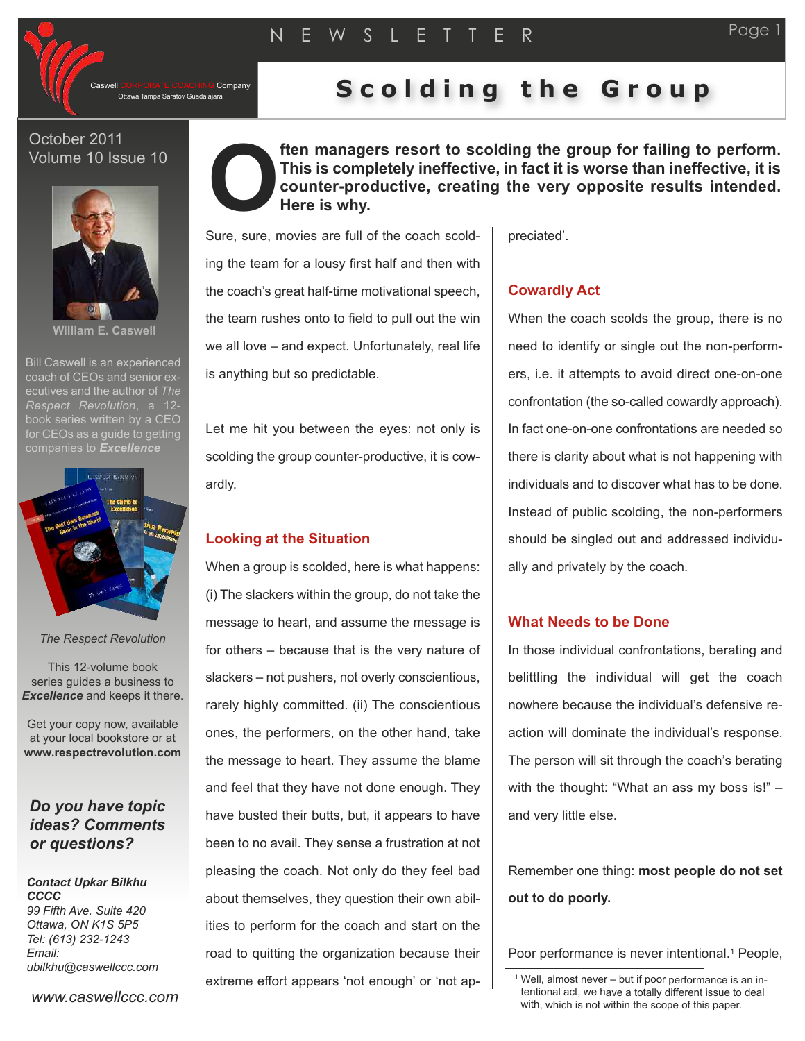NEWSLETTER

Caswell CORPORATE COACHING Company
Ottawa Tampa Saratov Guadalajara

# Scolding the Group

October 2011
Volume 10 Issue 10

**William E. Caswell**

Bill Caswell is an experienced coach of CEOs and senior executives and the author of *The Respect Revolution*, a 12-book series written by a CEO for CEOs as a guide to getting companies to ***Excellence***

*The Respect Revolution*

This 12-volume book series guides a business to ***Excellence*** and keeps it there.

Get your copy now, available at your local bookstore or at **www.respectrevolution.com**

***Do you have topic ideas? Comments or questions?***

***Contact Upkar Bilkhu CCCC***
*99 Fifth Ave. Suite 420*
*Ottawa, ON K1S 5P5*
*Tel: (613) 232-1243*
*Email:*
*ubilkhu@caswellccc.com*

*www.caswellccc.com*

**Often managers resort to scolding the group for failing to perform. This is completely ineffective, in fact it is worse than ineffective, it is counter-productive, creating the very opposite results intended. Here is why.**

Sure, sure, movies are full of the coach scolding the team for a lousy first half and then with the coach's great half-time motivational speech, the team rushes onto to field to pull out the win we all love – and expect. Unfortunately, real life is anything but so predictable.

Let me hit you between the eyes: not only is scolding the group counter-productive, it is cowardly.

## Looking at the Situation

When a group is scolded, here is what happens: (i) The slackers within the group, do not take the message to heart, and assume the message is for others – because that is the very nature of slackers – not pushers, not overly conscientious, rarely highly committed. (ii) The conscientious ones, the performers, on the other hand, take the message to heart. They assume the blame and feel that they have not done enough. They have busted their butts, but, it appears to have been to no avail. They sense a frustration at not pleasing the coach. Not only do they feel bad about themselves, they question their own abilities to perform for the coach and start on the road to quitting the organization because their extreme effort appears 'not enough' or 'not appreciated'.

## Cowardly Act

When the coach scolds the group, there is no need to identify or single out the non-performers, i.e. it attempts to avoid direct one-on-one confrontation (the so-called cowardly approach). In fact one-on-one confrontations are needed so there is clarity about what is not happening with individuals and to discover what has to be done. Instead of public scolding, the non-performers should be singled out and addressed individually and privately by the coach.

## What Needs to be Done

In those individual confrontations, berating and belittling the individual will get the coach nowhere because the individual's defensive reaction will dominate the individual's response. The person will sit through the coach's berating with the thought: "What an ass my boss is!" – and very little else.

Remember one thing: **most people do not set out to do poorly.**

Poor performance is never intentional.[1] People,

[1] Well, almost never – but if poor performance is an intentional act, we have a totally different issue to deal with, which is not within the scope of this paper.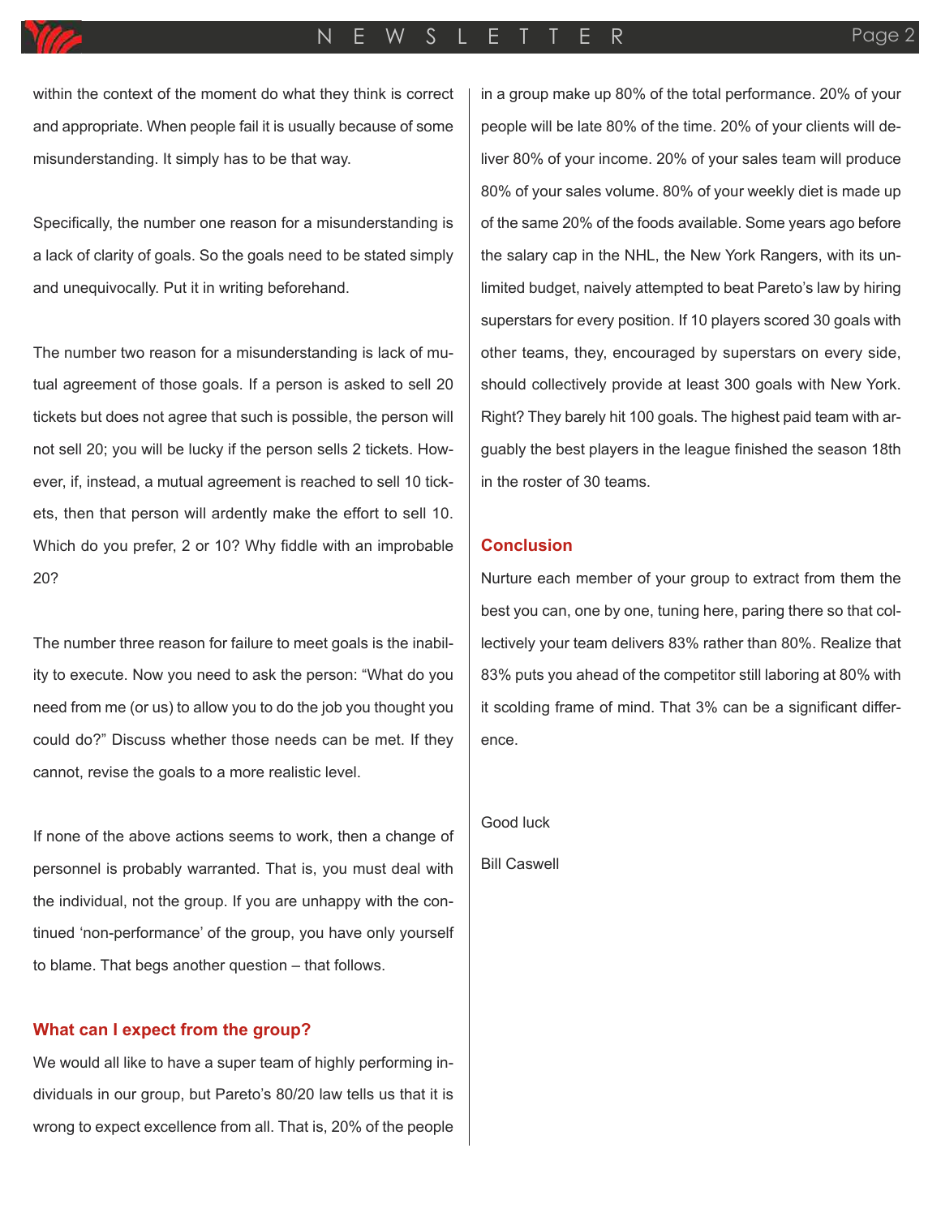within the context of the moment do what they think is correct and appropriate. When people fail it is usually because of some misunderstanding. It simply has to be that way.

Specifically, the number one reason for a misunderstanding is a lack of clarity of goals. So the goals need to be stated simply and unequivocally. Put it in writing beforehand.

The number two reason for a misunderstanding is lack of mutual agreement of those goals. If a person is asked to sell 20 tickets but does not agree that such is possible, the person will not sell 20; you will be lucky if the person sells 2 tickets. However, if, instead, a mutual agreement is reached to sell 10 tickets, then that person will ardently make the effort to sell 10. Which do you prefer, 2 or 10? Why fiddle with an improbable 20?

The number three reason for failure to meet goals is the inability to execute. Now you need to ask the person: "What do you need from me (or us) to allow you to do the job you thought you could do?" Discuss whether those needs can be met. If they cannot, revise the goals to a more realistic level.

If none of the above actions seems to work, then a change of personnel is probably warranted. That is, you must deal with the individual, not the group. If you are unhappy with the continued 'non-performance' of the group, you have only yourself to blame. That begs another question – that follows.

## What can I expect from the group?

We would all like to have a super team of highly performing individuals in our group, but Pareto's 80/20 law tells us that it is wrong to expect excellence from all. That is, 20% of the people in a group make up 80% of the total performance. 20% of your people will be late 80% of the time. 20% of your clients will deliver 80% of your income. 20% of your sales team will produce 80% of your sales volume. 80% of your weekly diet is made up of the same 20% of the foods available. Some years ago before the salary cap in the NHL, the New York Rangers, with its unlimited budget, naively attempted to beat Pareto's law by hiring superstars for every position. If 10 players scored 30 goals with other teams, they, encouraged by superstars on every side, should collectively provide at least 300 goals with New York. Right? They barely hit 100 goals. The highest paid team with arguably the best players in the league finished the season 18th in the roster of 30 teams.

## Conclusion

Nurture each member of your group to extract from them the best you can, one by one, tuning here, paring there so that collectively your team delivers 83% rather than 80%. Realize that 83% puts you ahead of the competitor still laboring at 80% with it scolding frame of mind. That 3% can be a significant difference.

Good luck

Bill Caswell